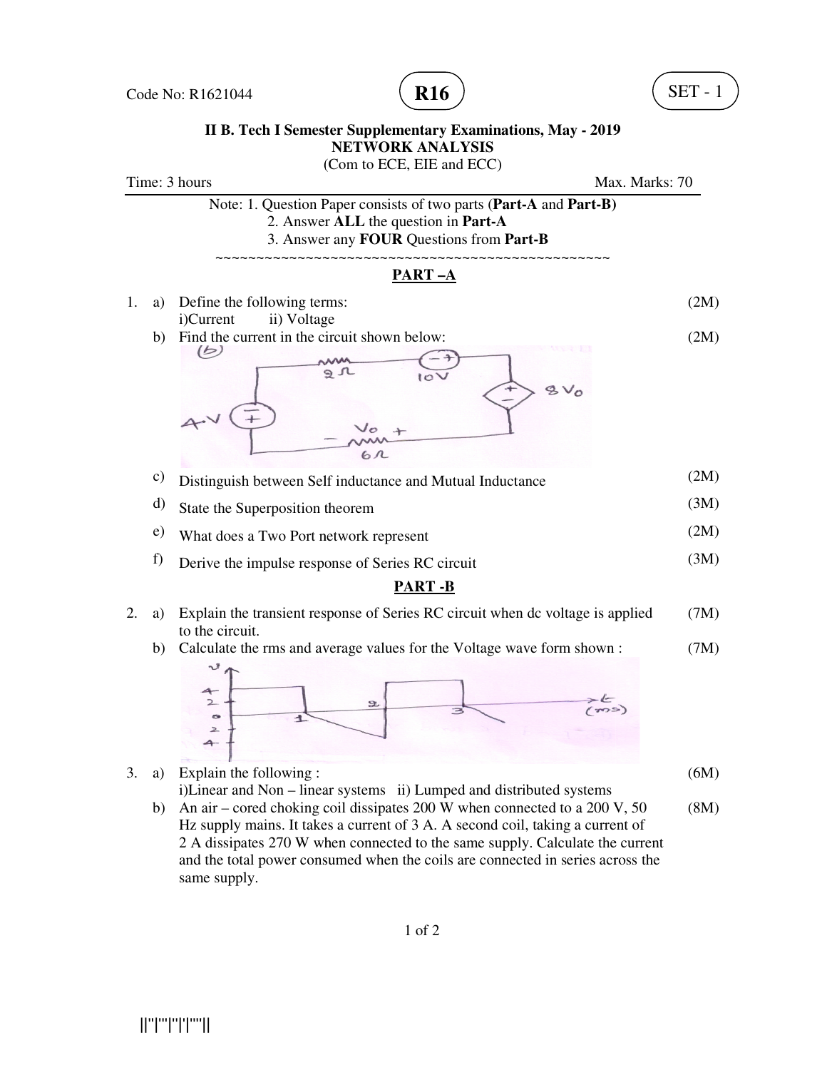Code No: R1621044

**R16**

SET - 1

**II B. Tech I Semester Supplementary Examinations, May - 2019**
**NETWORK ANALYSIS**
(Com to ECE, EIE and ECC)

Time: 3 hours | Max. Marks: 70

Note: 1. Question Paper consists of two parts (**Part-A** and **Part-B)**
2. Answer **ALL** the question in **Part-A**
3. Answer any **FOUR** Questions from **Part-B**

~~~~~~~~~~~~~~~~~~~~~~~~~~~~~~~~~~~~~~~~~~~~~~~~~~~

## PART –A

1. a) Define the following terms: (2M)
   i)Current ii) Voltage

   b) Find the current in the circuit shown below: (2M)

   c) Distinguish between Self inductance and Mutual Inductance (2M)

   d) State the Superposition theorem (3M)

   e) What does a Two Port network represent (2M)

   f) Derive the impulse response of Series RC circuit (3M)

## PART -B

2. a) Explain the transient response of Series RC circuit when dc voltage is applied to the circuit. (7M)

   b) Calculate the rms and average values for the Voltage wave form shown : (7M)

3. a) Explain the following : (6M)
   i)Linear and Non – linear systems ii) Lumped and distributed systems

   b) An air – cored choking coil dissipates 200 W when connected to a 200 V, 50 Hz supply mains. It takes a current of 3 A. A second coil, taking a current of 2 A dissipates 270 W when connected to the same supply. Calculate the current and the total power consumed when the coils are connected in series across the same supply. (8M)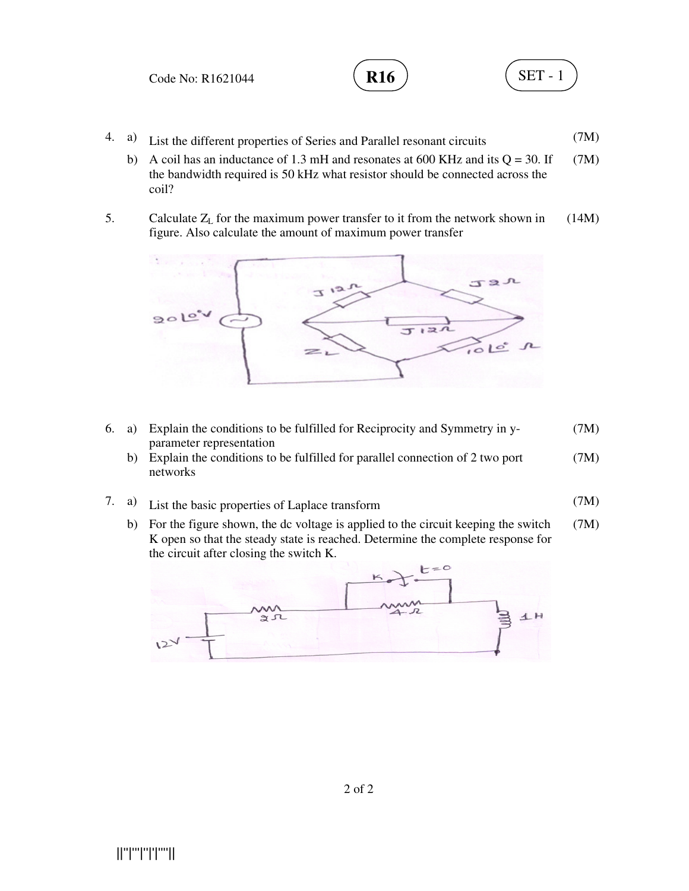4. a) List the different properties of Series and Parallel resonant circuits (7M)

   b) A coil has an inductance of 1.3 mH and resonates at 600 KHz and its Q = 30. If the bandwidth required is 50 kHz what resistor should be connected across the coil? (7M)

5. Calculate $Z_L$ for the maximum power transfer to it from the network shown in figure. Also calculate the amount of maximum power transfer (14M)

6. a) Explain the conditions to be fulfilled for Reciprocity and Symmetry in y-parameter representation (7M)

   b) Explain the conditions to be fulfilled for parallel connection of 2 two port networks (7M)

7. a) List the basic properties of Laplace transform (7M)

   b) For the figure shown, the dc voltage is applied to the circuit keeping the switch K open so that the steady state is reached. Determine the complete response for the circuit after closing the switch K. (7M)